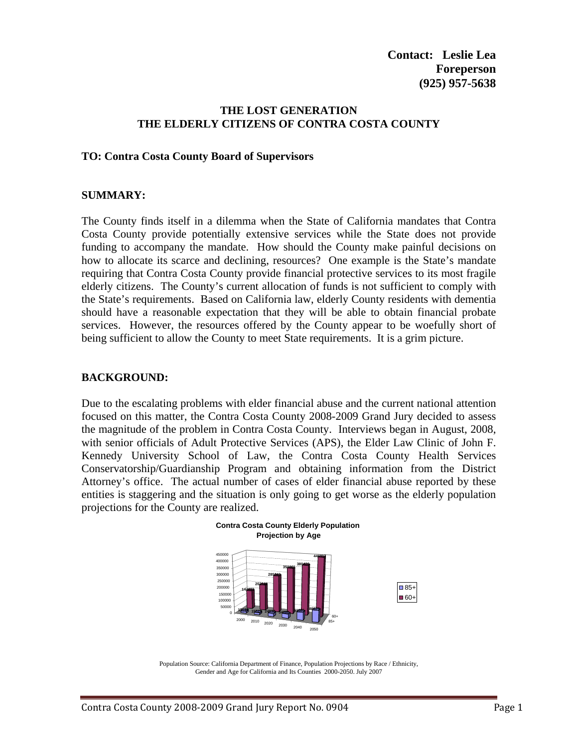**Contact: Leslie Lea**
**Foreperson**
**(925) 957-5638**

## THE LOST GENERATION
## THE ELDERLY CITIZENS OF CONTRA COSTA COUNTY

**TO: Contra Costa County Board of Supervisors**

### SUMMARY:

The County finds itself in a dilemma when the State of California mandates that Contra Costa County provide potentially extensive services while the State does not provide funding to accompany the mandate. How should the County make painful decisions on how to allocate its scarce and declining, resources? One example is the State's mandate requiring that Contra Costa County provide financial protective services to its most fragile elderly citizens. The County's current allocation of funds is not sufficient to comply with the State's requirements. Based on California law, elderly County residents with dementia should have a reasonable expectation that they will be able to obtain financial probate services. However, the resources offered by the County appear to be woefully short of being sufficient to allow the County to meet State requirements. It is a grim picture.

### BACKGROUND:

Due to the escalating problems with elder financial abuse and the current national attention focused on this matter, the Contra Costa County 2008-2009 Grand Jury decided to assess the magnitude of the problem in Contra Costa County. Interviews began in August, 2008, with senior officials of Adult Protective Services (APS), the Elder Law Clinic of John F. Kennedy University School of Law, the Contra Costa County Health Services Conservatorship/Guardianship Program and obtaining information from the District Attorney's office. The actual number of cases of elder financial abuse reported by these entities is staggering and the situation is only going to get worse as the elderly population projections for the County are realized.

**Contra Costa County Elderly Population Projection by Age**

| Year | 60+ | 85+ |
|---|---|---|
| 2000 | 144463 | 13248 |
| 2010 | 202641 | 15622 |
| 2020 | 285243 | 24833 |
| 2030 | 350201 | 34855 |
| 2040 | 380489 | 51067 |
| 2050 | 446973 | 86071 |

Population Source: California Department of Finance, Population Projections by Race / Ethnicity, Gender and Age for California and Its Counties 2000-2050. July 2007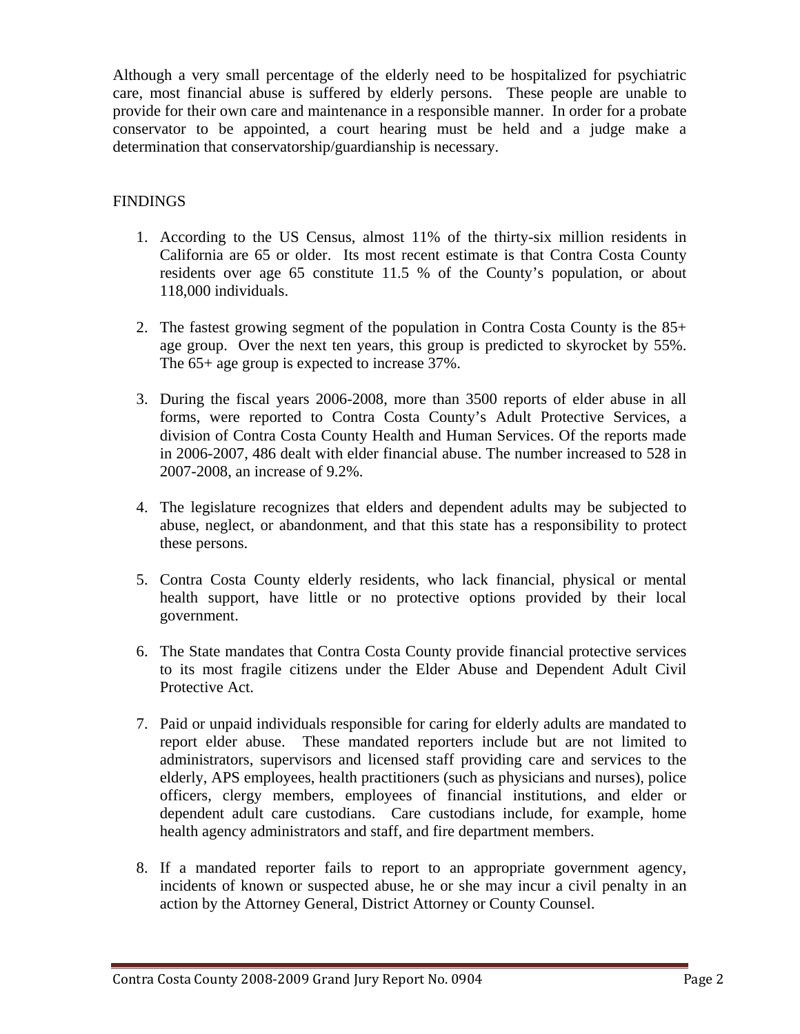Although a very small percentage of the elderly need to be hospitalized for psychiatric care, most financial abuse is suffered by elderly persons. These people are unable to provide for their own care and maintenance in a responsible manner. In order for a probate conservator to be appointed, a court hearing must be held and a judge make a determination that conservatorship/guardianship is necessary.

## FINDINGS

1. According to the US Census, almost 11% of the thirty-six million residents in California are 65 or older. Its most recent estimate is that Contra Costa County residents over age 65 constitute 11.5 % of the County's population, or about 118,000 individuals.

2. The fastest growing segment of the population in Contra Costa County is the 85+ age group. Over the next ten years, this group is predicted to skyrocket by 55%. The 65+ age group is expected to increase 37%.

3. During the fiscal years 2006-2008, more than 3500 reports of elder abuse in all forms, were reported to Contra Costa County's Adult Protective Services, a division of Contra Costa County Health and Human Services. Of the reports made in 2006-2007, 486 dealt with elder financial abuse. The number increased to 528 in 2007-2008, an increase of 9.2%.

4. The legislature recognizes that elders and dependent adults may be subjected to abuse, neglect, or abandonment, and that this state has a responsibility to protect these persons.

5. Contra Costa County elderly residents, who lack financial, physical or mental health support, have little or no protective options provided by their local government.

6. The State mandates that Contra Costa County provide financial protective services to its most fragile citizens under the Elder Abuse and Dependent Adult Civil Protective Act.

7. Paid or unpaid individuals responsible for caring for elderly adults are mandated to report elder abuse. These mandated reporters include but are not limited to administrators, supervisors and licensed staff providing care and services to the elderly, APS employees, health practitioners (such as physicians and nurses), police officers, clergy members, employees of financial institutions, and elder or dependent adult care custodians. Care custodians include, for example, home health agency administrators and staff, and fire department members.

8. If a mandated reporter fails to report to an appropriate government agency, incidents of known or suspected abuse, he or she may incur a civil penalty in an action by the Attorney General, District Attorney or County Counsel.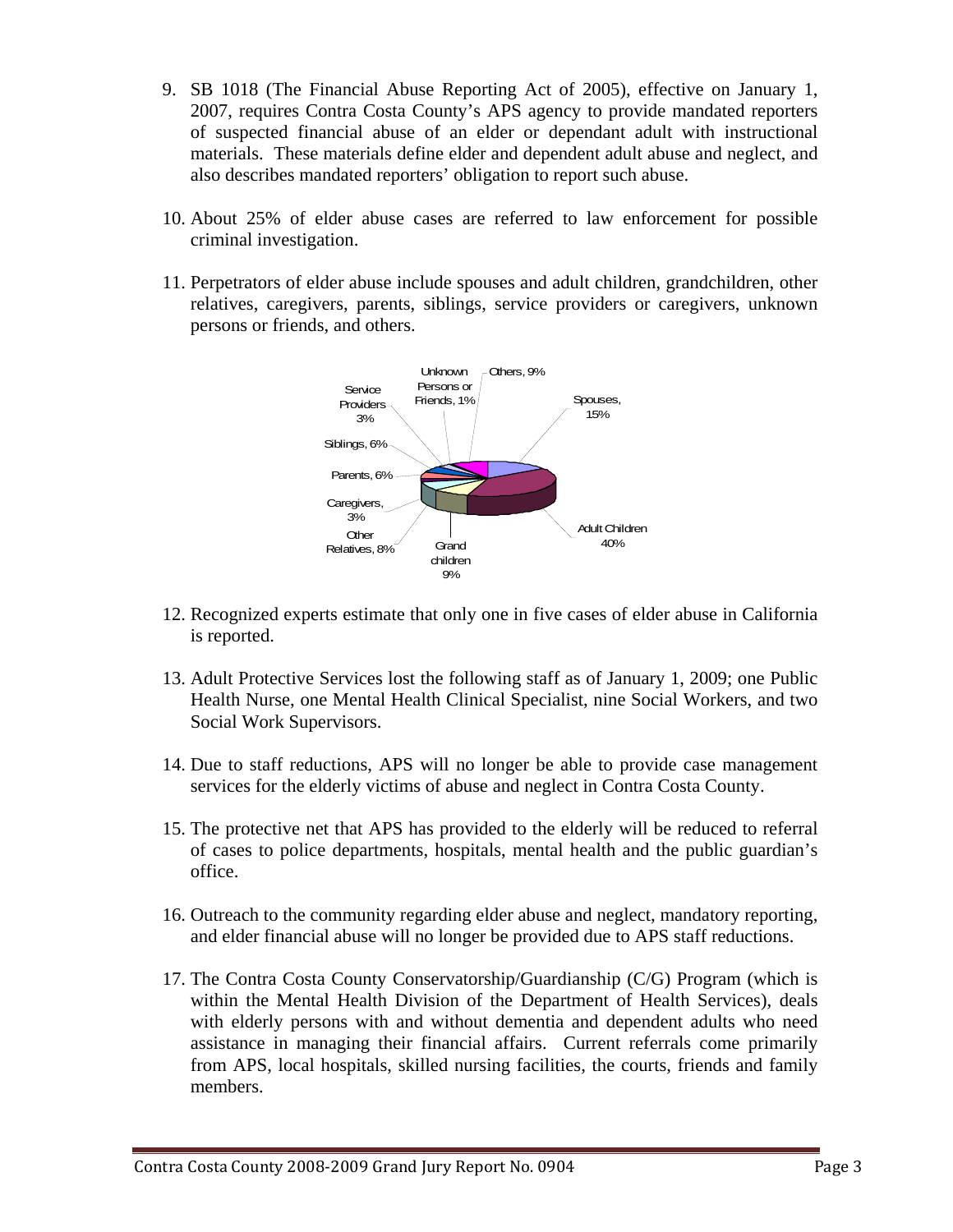9. SB 1018 (The Financial Abuse Reporting Act of 2005), effective on January 1, 2007, requires Contra Costa County's APS agency to provide mandated reporters of suspected financial abuse of an elder or dependant adult with instructional materials. These materials define elder and dependent adult abuse and neglect, and also describes mandated reporters' obligation to report such abuse.

10. About 25% of elder abuse cases are referred to law enforcement for possible criminal investigation.

11. Perpetrators of elder abuse include spouses and adult children, grandchildren, other relatives, caregivers, parents, siblings, service providers or caregivers, unknown persons or friends, and others.

Unknown Persons or Friends, 1%
Others, 9%
Service Providers 3%
Spouses, 15%
Siblings, 6%
Parents, 6%
Caregivers, 3%
Other Relatives, 8%
Grand children 9%
Adult Children 40%

12. Recognized experts estimate that only one in five cases of elder abuse in California is reported.

13. Adult Protective Services lost the following staff as of January 1, 2009; one Public Health Nurse, one Mental Health Clinical Specialist, nine Social Workers, and two Social Work Supervisors.

14. Due to staff reductions, APS will no longer be able to provide case management services for the elderly victims of abuse and neglect in Contra Costa County.

15. The protective net that APS has provided to the elderly will be reduced to referral of cases to police departments, hospitals, mental health and the public guardian's office.

16. Outreach to the community regarding elder abuse and neglect, mandatory reporting, and elder financial abuse will no longer be provided due to APS staff reductions.

17. The Contra Costa County Conservatorship/Guardianship (C/G) Program (which is within the Mental Health Division of the Department of Health Services), deals with elderly persons with and without dementia and dependent adults who need assistance in managing their financial affairs. Current referrals come primarily from APS, local hospitals, skilled nursing facilities, the courts, friends and family members.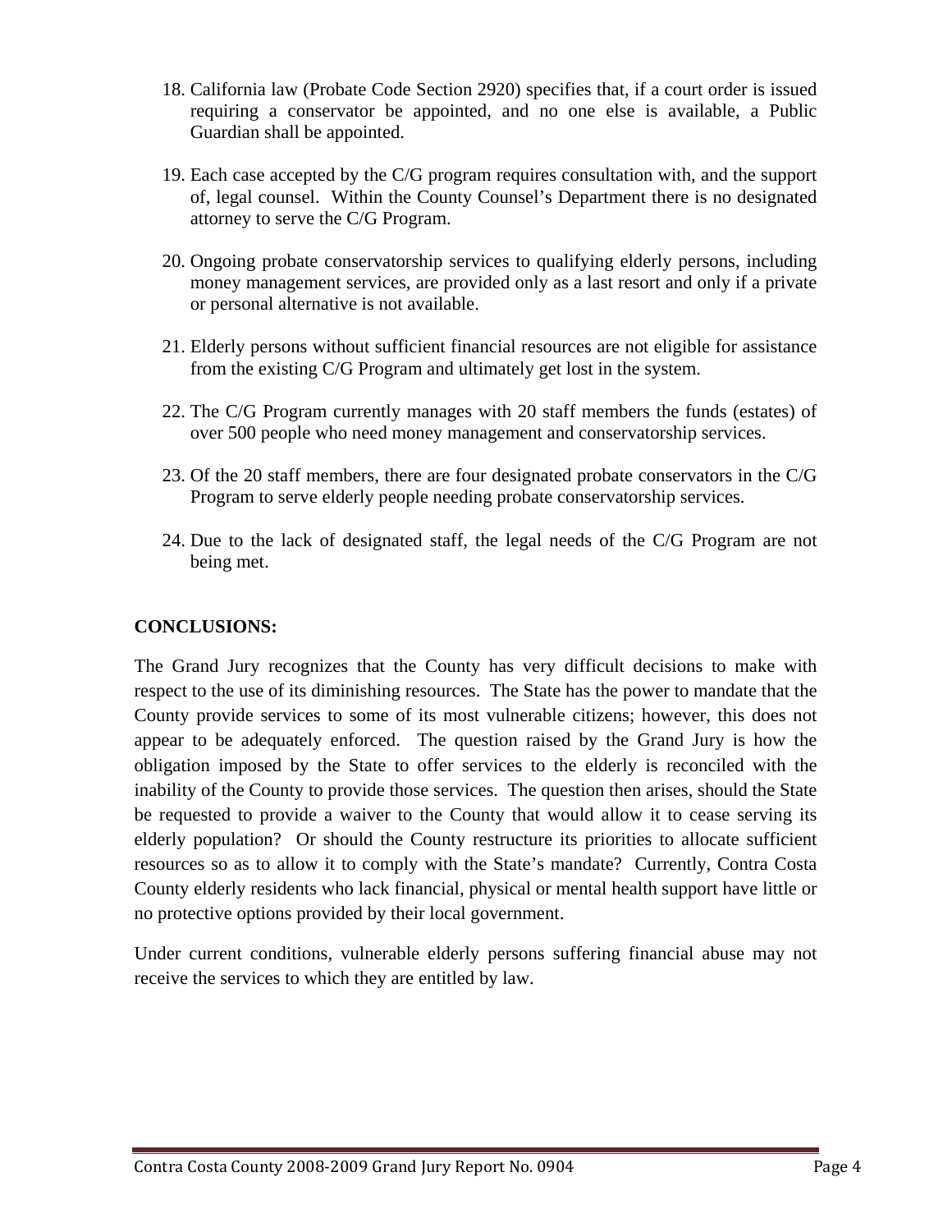18. California law (Probate Code Section 2920) specifies that, if a court order is issued requiring a conservator be appointed, and no one else is available, a Public Guardian shall be appointed.

19. Each case accepted by the C/G program requires consultation with, and the support of, legal counsel. Within the County Counsel's Department there is no designated attorney to serve the C/G Program.

20. Ongoing probate conservatorship services to qualifying elderly persons, including money management services, are provided only as a last resort and only if a private or personal alternative is not available.

21. Elderly persons without sufficient financial resources are not eligible for assistance from the existing C/G Program and ultimately get lost in the system.

22. The C/G Program currently manages with 20 staff members the funds (estates) of over 500 people who need money management and conservatorship services.

23. Of the 20 staff members, there are four designated probate conservators in the C/G Program to serve elderly people needing probate conservatorship services.

24. Due to the lack of designated staff, the legal needs of the C/G Program are not being met.

**CONCLUSIONS:**

The Grand Jury recognizes that the County has very difficult decisions to make with respect to the use of its diminishing resources. The State has the power to mandate that the County provide services to some of its most vulnerable citizens; however, this does not appear to be adequately enforced. The question raised by the Grand Jury is how the obligation imposed by the State to offer services to the elderly is reconciled with the inability of the County to provide those services. The question then arises, should the State be requested to provide a waiver to the County that would allow it to cease serving its elderly population? Or should the County restructure its priorities to allocate sufficient resources so as to allow it to comply with the State's mandate? Currently, Contra Costa County elderly residents who lack financial, physical or mental health support have little or no protective options provided by their local government.

Under current conditions, vulnerable elderly persons suffering financial abuse may not receive the services to which they are entitled by law.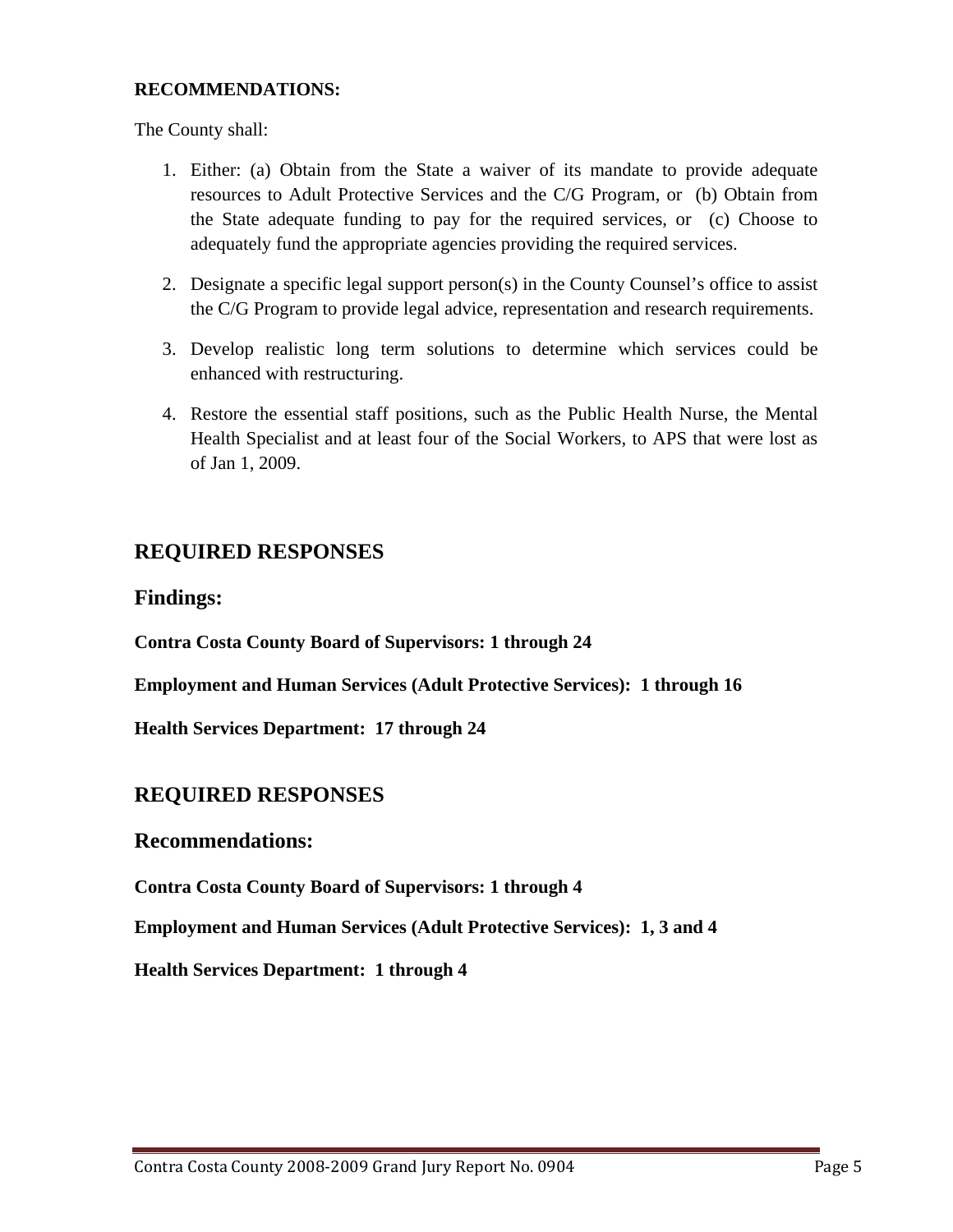**RECOMMENDATIONS:**

The County shall:

1. Either: (a) Obtain from the State a waiver of its mandate to provide adequate resources to Adult Protective Services and the C/G Program, or (b) Obtain from the State adequate funding to pay for the required services, or (c) Choose to adequately fund the appropriate agencies providing the required services.

2. Designate a specific legal support person(s) in the County Counsel's office to assist the C/G Program to provide legal advice, representation and research requirements.

3. Develop realistic long term solutions to determine which services could be enhanced with restructuring.

4. Restore the essential staff positions, such as the Public Health Nurse, the Mental Health Specialist and at least four of the Social Workers, to APS that were lost as of Jan 1, 2009.

## REQUIRED RESPONSES

### Findings:

**Contra Costa County Board of Supervisors: 1 through 24**

**Employment and Human Services (Adult Protective Services): 1 through 16**

**Health Services Department: 17 through 24**

## REQUIRED RESPONSES

### Recommendations:

**Contra Costa County Board of Supervisors: 1 through 4**

**Employment and Human Services (Adult Protective Services): 1, 3 and 4**

**Health Services Department: 1 through 4**